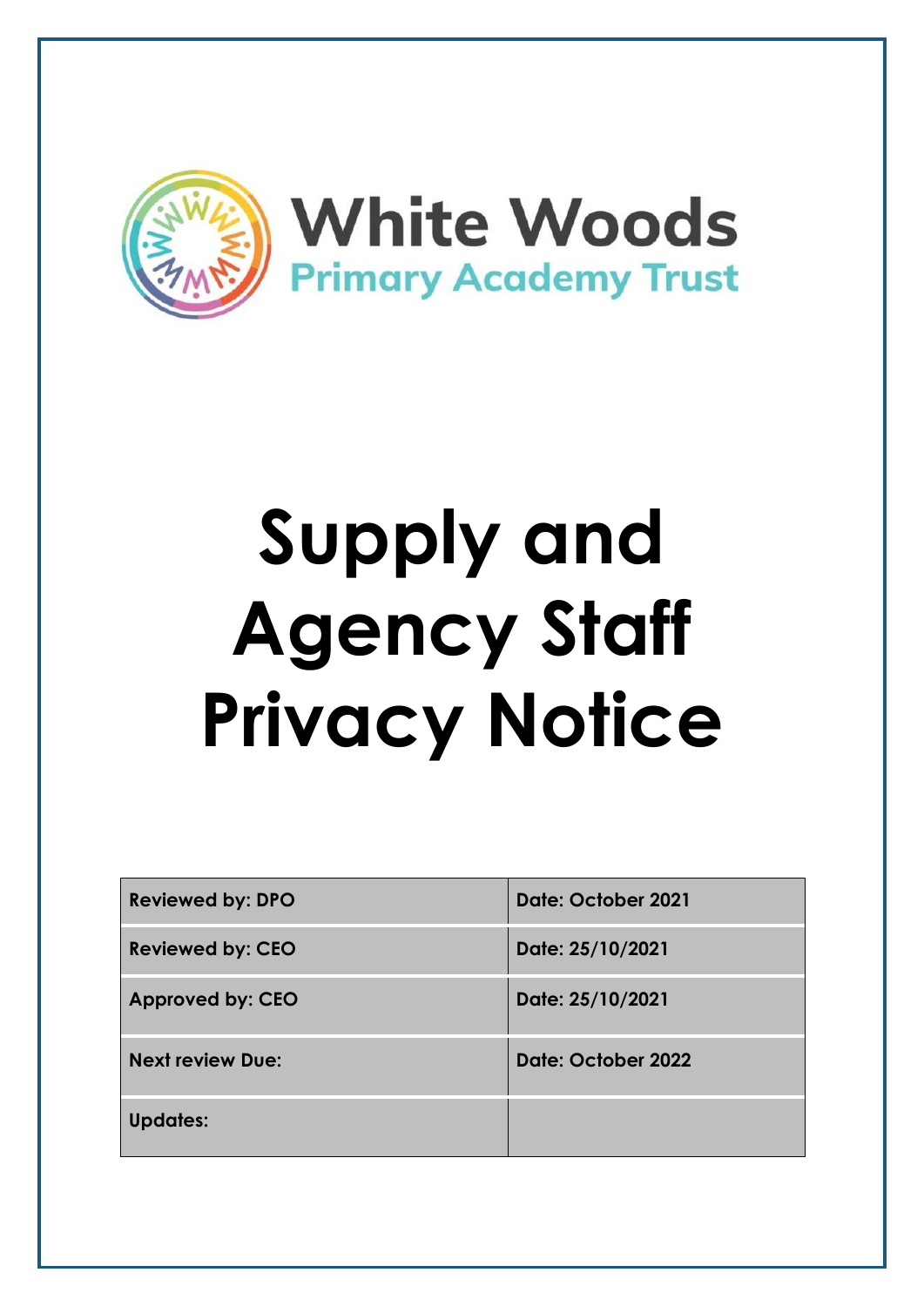White Woods
Primary Academy Trust

# Supply and Agency Staff Privacy Notice

| Reviewed by: DPO | Date: October 2021 |
| --- | --- |
| Reviewed by: CEO | Date: 25/10/2021 |
| Approved by: CEO | Date: 25/10/2021 |
| Next review Due: | Date: October 2022 |
| Updates: | |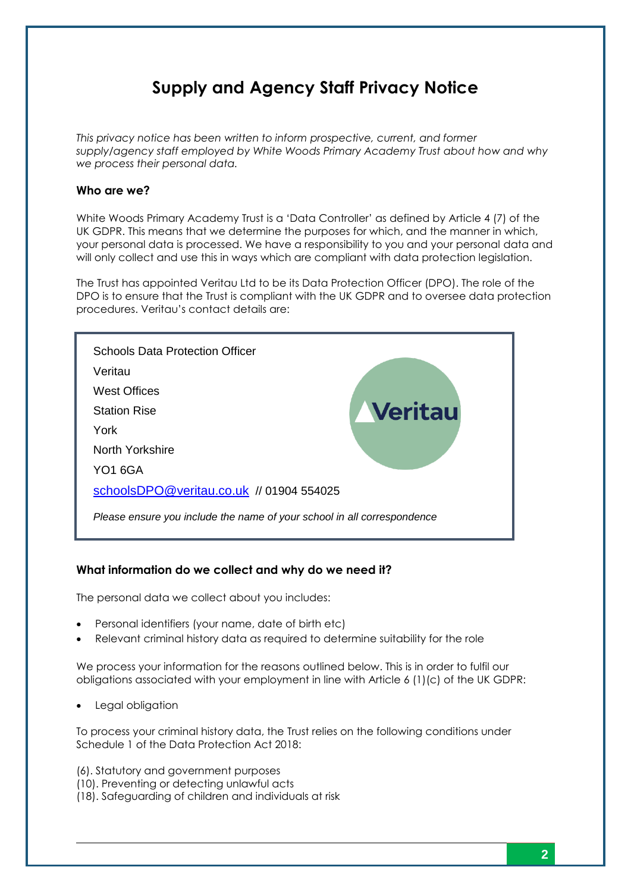# Supply and Agency Staff Privacy Notice

*This privacy notice has been written to inform prospective, current, and former supply/agency staff employed by White Woods Primary Academy Trust about how and why we process their personal data.*

### Who are we?

White Woods Primary Academy Trust is a 'Data Controller' as defined by Article 4 (7) of the UK GDPR. This means that we determine the purposes for which, and the manner in which, your personal data is processed. We have a responsibility to you and your personal data and will only collect and use this in ways which are compliant with data protection legislation.

The Trust has appointed Veritau Ltd to be its Data Protection Officer (DPO). The role of the DPO is to ensure that the Trust is compliant with the UK GDPR and to oversee data protection procedures. Veritau's contact details are:

Schools Data Protection Officer
Veritau
West Offices
Station Rise
York
North Yorkshire
YO1 6GA

schoolsDPO@veritau.co.uk // 01904 554025

*Please ensure you include the name of your school in all correspondence*

### What information do we collect and why do we need it?

The personal data we collect about you includes:

- Personal identifiers (your name, date of birth etc)
- Relevant criminal history data as required to determine suitability for the role

We process your information for the reasons outlined below. This is in order to fulfil our obligations associated with your employment in line with Article 6 (1)(c) of the UK GDPR:

- Legal obligation

To process your criminal history data, the Trust relies on the following conditions under Schedule 1 of the Data Protection Act 2018:

(6). Statutory and government purposes
(10). Preventing or detecting unlawful acts
(18). Safeguarding of children and individuals at risk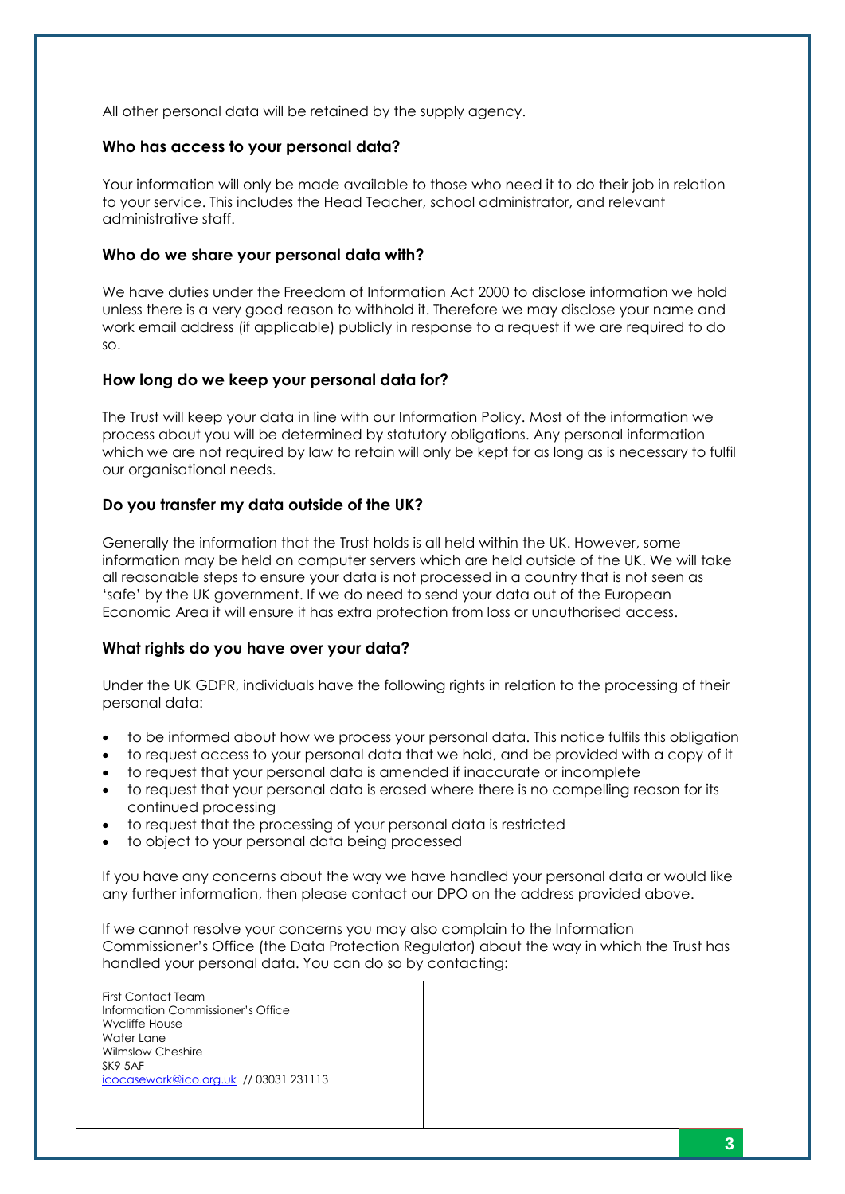All other personal data will be retained by the supply agency.

### Who has access to your personal data?

Your information will only be made available to those who need it to do their job in relation to your service. This includes the Head Teacher, school administrator, and relevant administrative staff.

### Who do we share your personal data with?

We have duties under the Freedom of Information Act 2000 to disclose information we hold unless there is a very good reason to withhold it. Therefore we may disclose your name and work email address (if applicable) publicly in response to a request if we are required to do so.

### How long do we keep your personal data for?

The Trust will keep your data in line with our Information Policy. Most of the information we process about you will be determined by statutory obligations. Any personal information which we are not required by law to retain will only be kept for as long as is necessary to fulfil our organisational needs.

### Do you transfer my data outside of the UK?

Generally the information that the Trust holds is all held within the UK. However, some information may be held on computer servers which are held outside of the UK. We will take all reasonable steps to ensure your data is not processed in a country that is not seen as 'safe' by the UK government. If we do need to send your data out of the European Economic Area it will ensure it has extra protection from loss or unauthorised access.

### What rights do you have over your data?

Under the UK GDPR, individuals have the following rights in relation to the processing of their personal data:

- to be informed about how we process your personal data. This notice fulfils this obligation
- to request access to your personal data that we hold, and be provided with a copy of it
- to request that your personal data is amended if inaccurate or incomplete
- to request that your personal data is erased where there is no compelling reason for its continued processing
- to request that the processing of your personal data is restricted
- to object to your personal data being processed

If you have any concerns about the way we have handled your personal data or would like any further information, then please contact our DPO on the address provided above.

If we cannot resolve your concerns you may also complain to the Information Commissioner's Office (the Data Protection Regulator) about the way in which the Trust has handled your personal data. You can do so by contacting:

First Contact Team
Information Commissioner's Office
Wycliffe House
Water Lane
Wilmslow Cheshire
SK9 5AF
icocasework@ico.org.uk // 03031 231113